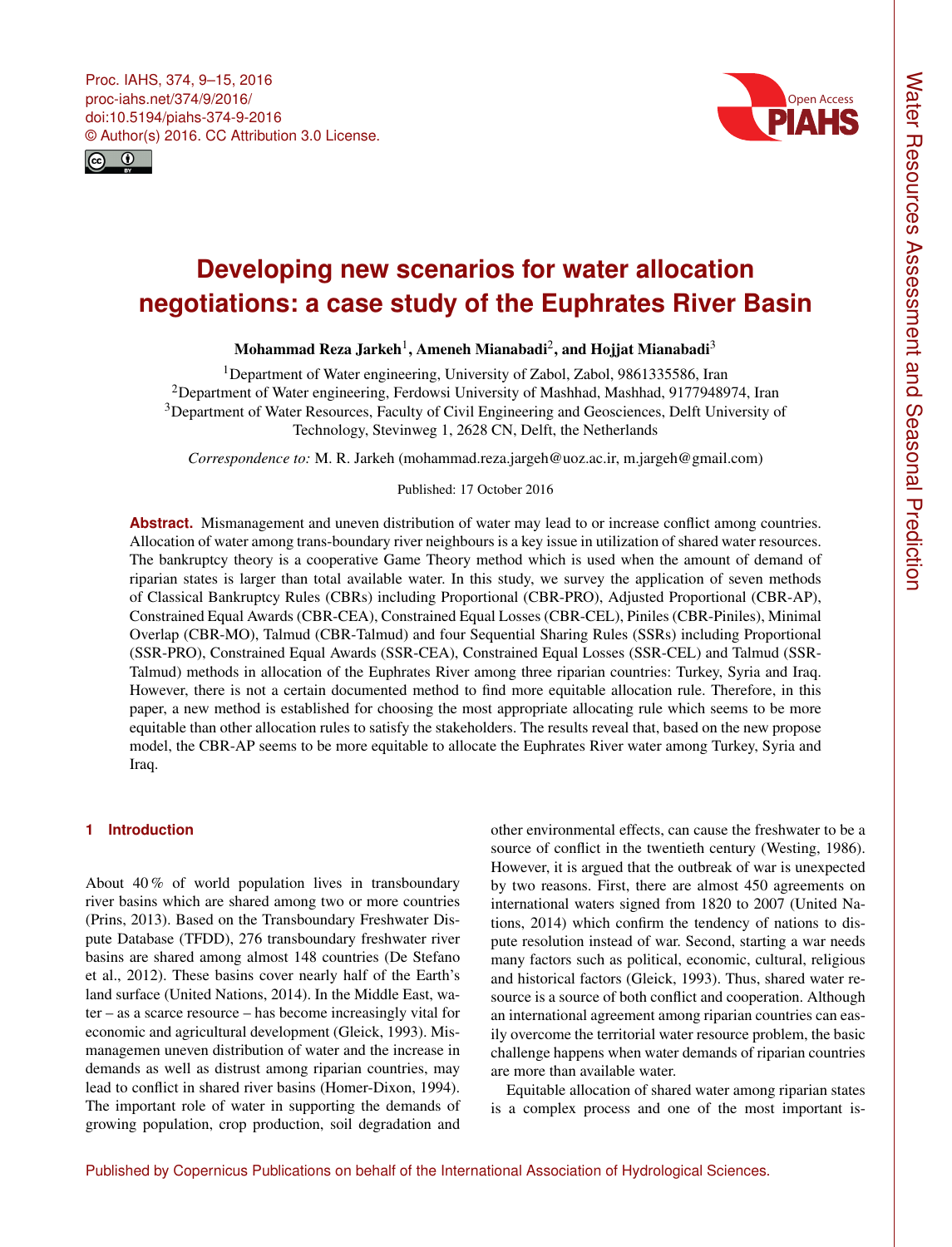# Developing new scenarios for water allocation negotiations: a case study of the Euphrates River Basin

**Mohammad Reza Jarkeh[1], Ameneh Mianabadi[2], and Hojjat Mianabadi[3]**

[1]Department of Water engineering, University of Zabol, Zabol, 9861335586, Iran
[2]Department of Water engineering, Ferdowsi University of Mashhad, Mashhad, 9177948974, Iran
[3]Department of Water Resources, Faculty of Civil Engineering and Geosciences, Delft University of Technology, Stevinweg 1, 2628 CN, Delft, the Netherlands

*Correspondence to:* M. R. Jarkeh (mohammad.reza.jargeh@uoz.ac.ir, m.jargeh@gmail.com)

Published: 17 October 2016

**Abstract.** Mismanagement and uneven distribution of water may lead to or increase conflict among countries. Allocation of water among trans-boundary river neighbours is a key issue in utilization of shared water resources. The bankruptcy theory is a cooperative Game Theory method which is used when the amount of demand of riparian states is larger than total available water. In this study, we survey the application of seven methods of Classical Bankruptcy Rules (CBRs) including Proportional (CBR-PRO), Adjusted Proportional (CBR-AP), Constrained Equal Awards (CBR-CEA), Constrained Equal Losses (CBR-CEL), Piniles (CBR-Piniles), Minimal Overlap (CBR-MO), Talmud (CBR-Talmud) and four Sequential Sharing Rules (SSRs) including Proportional (SSR-PRO), Constrained Equal Awards (SSR-CEA), Constrained Equal Losses (SSR-CEL) and Talmud (SSR-Talmud) methods in allocation of the Euphrates River among three riparian countries: Turkey, Syria and Iraq. However, there is not a certain documented method to find more equitable allocation rule. Therefore, in this paper, a new method is established for choosing the most appropriate allocating rule which seems to be more equitable than other allocation rules to satisfy the stakeholders. The results reveal that, based on the new propose model, the CBR-AP seems to be more equitable to allocate the Euphrates River water among Turkey, Syria and Iraq.

## 1 Introduction

About 40 % of world population lives in transboundary river basins which are shared among two or more countries (Prins, 2013). Based on the Transboundary Freshwater Dispute Database (TFDD), 276 transboundary freshwater river basins are shared among almost 148 countries (De Stefano et al., 2012). These basins cover nearly half of the Earth's land surface (United Nations, 2014). In the Middle East, water – as a scarce resource – has become increasingly vital for economic and agricultural development (Gleick, 1993). Mismanagemen uneven distribution of water and the increase in demands as well as distrust among riparian countries, may lead to conflict in shared river basins (Homer-Dixon, 1994). The important role of water in supporting the demands of growing population, crop production, soil degradation and other environmental effects, can cause the freshwater to be a source of conflict in the twentieth century (Westing, 1986). However, it is argued that the outbreak of war is unexpected by two reasons. First, there are almost 450 agreements on international waters signed from 1820 to 2007 (United Nations, 2014) which confirm the tendency of nations to dispute resolution instead of war. Second, starting a war needs many factors such as political, economic, cultural, religious and historical factors (Gleick, 1993). Thus, shared water resource is a source of both conflict and cooperation. Although an international agreement among riparian countries can easily overcome the territorial water resource problem, the basic challenge happens when water demands of riparian countries are more than available water.

Equitable allocation of shared water among riparian states is a complex process and one of the most important is-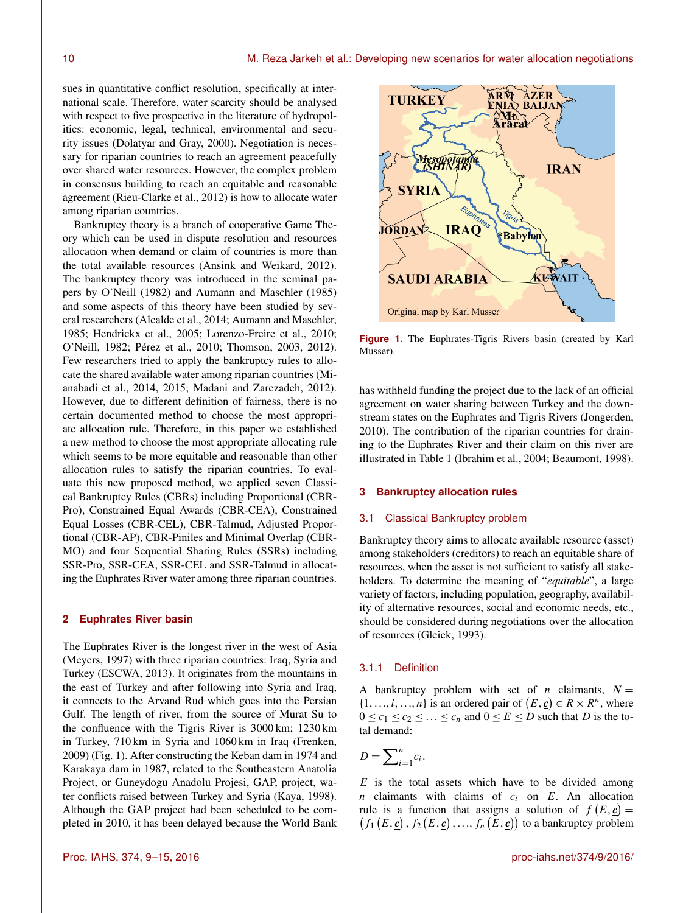sues in quantitative conflict resolution, specifically at international scale. Therefore, water scarcity should be analysed with respect to five prospective in the literature of hydropolitics: economic, legal, technical, environmental and security issues (Dolatyar and Gray, 2000). Negotiation is necessary for riparian countries to reach an agreement peacefully over shared water resources. However, the complex problem in consensus building to reach an equitable and reasonable agreement (Rieu-Clarke et al., 2012) is how to allocate water among riparian countries.

Bankruptcy theory is a branch of cooperative Game Theory which can be used in dispute resolution and resources allocation when demand or claim of countries is more than the total available resources (Ansink and Weikard, 2012). The bankruptcy theory was introduced in the seminal papers by O'Neill (1982) and Aumann and Maschler (1985) and some aspects of this theory have been studied by several researchers (Alcalde et al., 2014; Aumann and Maschler, 1985; Hendrickx et al., 2005; Lorenzo-Freire et al., 2010; O'Neill, 1982; Pérez et al., 2010; Thomson, 2003, 2012). Few researchers tried to apply the bankruptcy rules to allocate the shared available water among riparian countries (Mianabadi et al., 2014, 2015; Madani and Zarezadeh, 2012). However, due to different definition of fairness, there is no certain documented method to choose the most appropriate allocation rule. Therefore, in this paper we established a new method to choose the most appropriate allocating rule which seems to be more equitable and reasonable than other allocation rules to satisfy the riparian countries. To evaluate this new proposed method, we applied seven Classical Bankruptcy Rules (CBRs) including Proportional (CBR-Pro), Constrained Equal Awards (CBR-CEA), Constrained Equal Losses (CBR-CEL), CBR-Talmud, Adjusted Proportional (CBR-AP), CBR-Piniles and Minimal Overlap (CBR-MO) and four Sequential Sharing Rules (SSRs) including SSR-Pro, SSR-CEA, SSR-CEL and SSR-Talmud in allocating the Euphrates River water among three riparian countries.

## 2 Euphrates River basin

The Euphrates River is the longest river in the west of Asia (Meyers, 1997) with three riparian countries: Iraq, Syria and Turkey (ESCWA, 2013). It originates from the mountains in the east of Turkey and after following into Syria and Iraq, it connects to the Arvand Rud which goes into the Persian Gulf. The length of river, from the source of Murat Su to the confluence with the Tigris River is 3000 km; 1230 km in Turkey, 710 km in Syria and 1060 km in Iraq (Frenken, 2009) (Fig. 1). After constructing the Keban dam in 1974 and Karakaya dam in 1987, related to the Southeastern Anatolia Project, or Guneydogu Anadolu Projesi, GAP, project, water conflicts raised between Turkey and Syria (Kaya, 1998). Although the GAP project had been scheduled to be completed in 2010, it has been delayed because the World Bank has withheld funding the project due to the lack of an official agreement on water sharing between Turkey and the downstream states on the Euphrates and Tigris Rivers (Jongerden, 2010). The contribution of the riparian countries for draining to the Euphrates River and their claim on this river are illustrated in Table 1 (Ibrahim et al., 2004; Beaumont, 1998).

**Figure 1.** The Euphrates-Tigris Rivers basin (created by Karl Musser).

## 3 Bankruptcy allocation rules

### 3.1 Classical Bankruptcy problem

Bankruptcy theory aims to allocate available resource (asset) among stakeholders (creditors) to reach an equitable share of resources, when the asset is not sufficient to satisfy all stakeholders. To determine the meaning of "*equitable*", a large variety of factors, including population, geography, availability of alternative resources, social and economic needs, etc., should be considered during negotiations over the allocation of resources (Gleick, 1993).

#### 3.1.1 Definition

A bankruptcy problem with set of $n$ claimants, $N = \{1, \ldots, i, \ldots, n\}$ is an ordered pair of $(E, \underline{c}) \in R \times R^n$, where $0 \le c_1 \le c_2 \le \ldots \le c_n$ and $0 \le E \le D$ such that $D$ is the total demand:

$$D = \sum\nolimits_{i=1}^{n} c_i.$$

$E$ is the total assets which have to be divided among $n$ claimants with claims of $c_i$ on $E$. An allocation rule is a function that assigns a solution of $f(E, \underline{c}) = (f_1(E, \underline{c}), f_2(E, \underline{c}), \ldots, f_n(E, \underline{c}))$ to a bankruptcy problem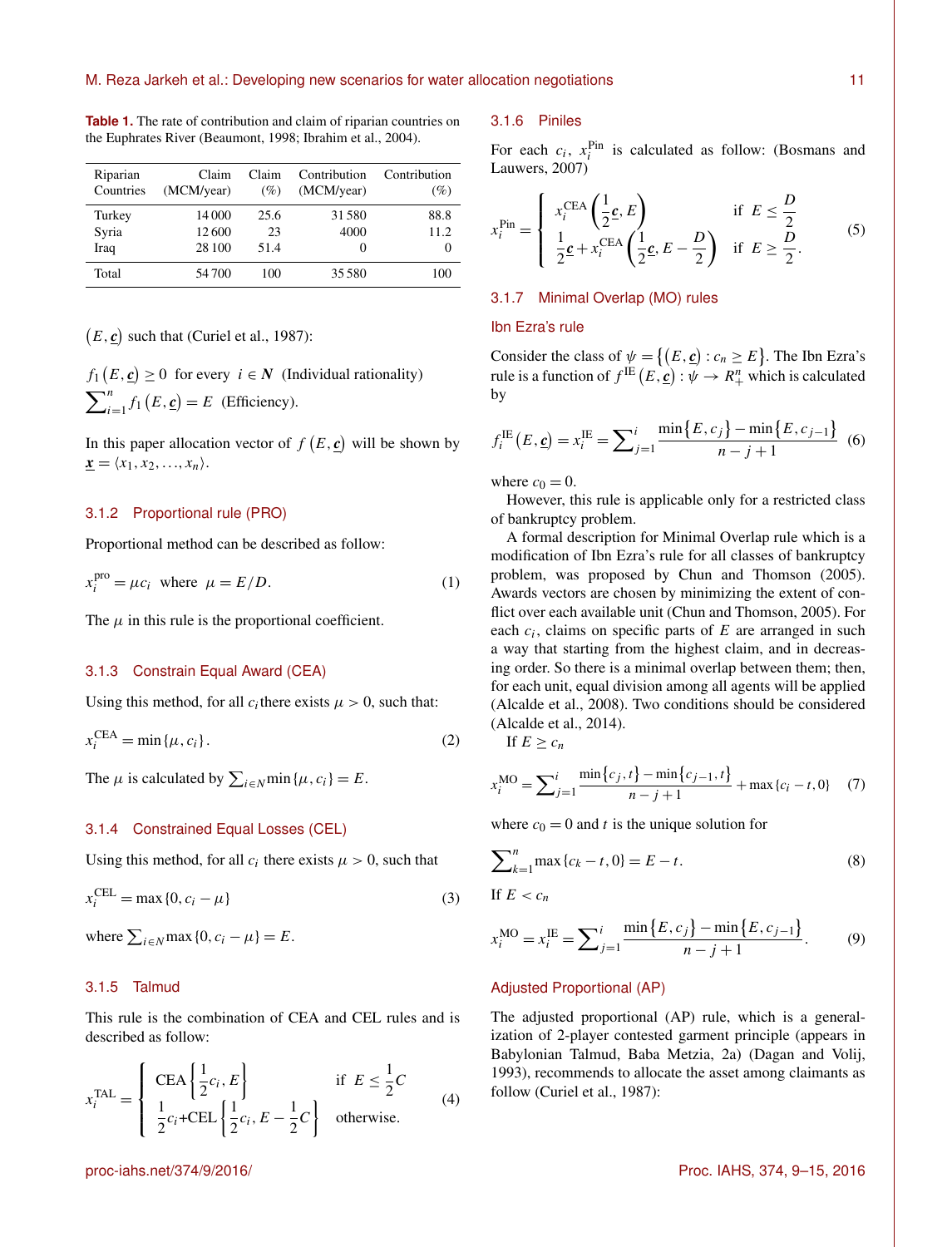**Table 1.** The rate of contribution and claim of riparian countries on the Euphrates River (Beaumont, 1998; Ibrahim et al., 2004).

| Riparian Countries | Claim (MCM/year) | Claim (%) | Contribution (MCM/year) | Contribution (%) |
|---|---|---|---|---|
| Turkey | 14 000 | 25.6 | 31 580 | 88.8 |
| Syria | 12 600 | 23 | 4000 | 11.2 |
| Iraq | 28 100 | 51.4 | 0 | 0 |
| Total | 54 700 | 100 | 35 580 | 100 |

$(E, \underline{c})$ such that (Curiel et al., 1987):

$f_1(E, \underline{c}) \geq 0$ for every $i \in N$ (Individual rationality)
$\sum_{i=1}^{n} f_1(E, \underline{c}) = E$ (Efficiency).

In this paper allocation vector of $f(E, \underline{c})$ will be shown by $\underline{x} = \langle x_1, x_2, \ldots, x_n \rangle$.

### 3.1.2 Proportional rule (PRO)

Proportional method can be described as follow:

$$x_i^{\text{pro}} = \mu c_i \quad \text{where} \quad \mu = E/D. \tag{1}$$

The $\mu$ in this rule is the proportional coefficient.

### 3.1.3 Constrain Equal Award (CEA)

Using this method, for all $c_i$ there exists $\mu > 0$, such that:

$$x_i^{\text{CEA}} = \min\{\mu, c_i\}. \tag{2}$$

The $\mu$ is calculated by $\sum_{i \in N} \min\{\mu, c_i\} = E$.

### 3.1.4 Constrained Equal Losses (CEL)

Using this method, for all $c_i$ there exists $\mu > 0$, such that

$$x_i^{\text{CEL}} = \max\{0, c_i - \mu\} \tag{3}$$

where $\sum_{i \in N} \max\{0, c_i - \mu\} = E$.

### 3.1.5 Talmud

This rule is the combination of CEA and CEL rules and is described as follow:

$$x_i^{\text{TAL}} = \begin{cases} \text{CEA}\left\{\frac{1}{2}c_i, E\right\} & \text{if } E \leq \frac{1}{2}C \\ \frac{1}{2}c_i + \text{CEL}\left\{\frac{1}{2}c_i, E - \frac{1}{2}C\right\} & \text{otherwise.} \end{cases} \tag{4}$$

### 3.1.6 Piniles

For each $c_i$, $x_i^{\text{Pin}}$ is calculated as follow: (Bosmans and Lauwers, 2007)

$$x_i^{\text{Pin}} = \begin{cases} x_i^{\text{CEA}}\left(\frac{1}{2}\underline{c}, E\right) & \text{if } E \leq \frac{D}{2} \\ \frac{1}{2}\underline{c} + x_i^{\text{CEA}}\left(\frac{1}{2}\underline{c}, E - \frac{D}{2}\right) & \text{if } E \geq \frac{D}{2}. \end{cases} \tag{5}$$

### 3.1.7 Minimal Overlap (MO) rules

#### Ibn Ezra's rule

Consider the class of $\psi = \{(E, \underline{c}) : c_n \geq E\}$. The Ibn Ezra's rule is a function of $f^{\text{IE}}(E, \underline{c}) : \psi \to R_+^n$ which is calculated by

$$f_i^{\text{IE}}(E, \underline{c}) = x_i^{\text{IE}} = \sum_{j=1}^{i} \frac{\min\{E, c_j\} - \min\{E, c_{j-1}\}}{n - j + 1} \tag{6}$$

where $c_0 = 0$.

However, this rule is applicable only for a restricted class of bankruptcy problem.

A formal description for Minimal Overlap rule which is a modification of Ibn Ezra's rule for all classes of bankruptcy problem, was proposed by Chun and Thomson (2005). Awards vectors are chosen by minimizing the extent of conflict over each available unit (Chun and Thomson, 2005). For each $c_i$, claims on specific parts of $E$ are arranged in such a way that starting from the highest claim, and in decreasing order. So there is a minimal overlap between them; then, for each unit, equal division among all agents will be applied (Alcalde et al., 2008). Two conditions should be considered (Alcalde et al., 2014).

If $E \geq c_n$

$$x_i^{\text{MO}} = \sum_{j=1}^{i} \frac{\min\{c_j, t\} - \min\{c_{j-1}, t\}}{n - j + 1} + \max\{c_i - t, 0\} \tag{7}$$

where $c_0 = 0$ and $t$ is the unique solution for

$$\sum_{k=1}^{n} \max\{c_k - t, 0\} = E - t. \tag{8}$$

If $E < c_n$

$$x_i^{\text{MO}} = x_i^{\text{IE}} = \sum_{j=1}^{i} \frac{\min\{E, c_j\} - \min\{E, c_{j-1}\}}{n - j + 1}. \tag{9}$$

#### Adjusted Proportional (AP)

The adjusted proportional (AP) rule, which is a generalization of 2-player contested garment principle (appears in Babylonian Talmud, Baba Metzia, 2a) (Dagan and Volij, 1993), recommends to allocate the asset among claimants as follow (Curiel et al., 1987):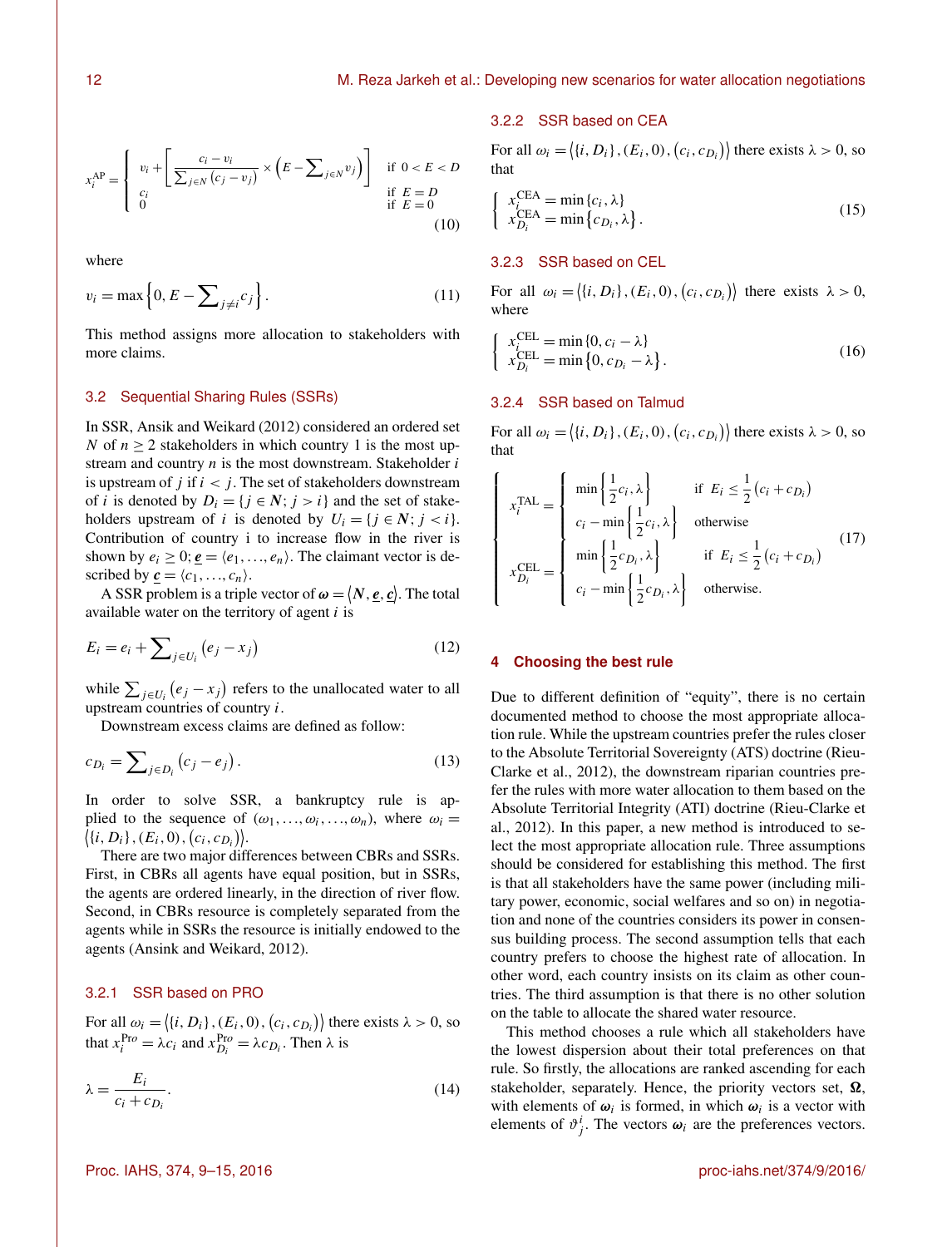$$x_i^{\mathrm{AP}} = \begin{cases} v_i + \left[ \dfrac{c_i - v_i}{\sum_{j \in N} (c_j - v_j)} \times \left( E - \sum_{j \in N} v_j \right) \right] & \text{if } 0 < E < D \\ c_i & \text{if } E = D \\ 0 & \text{if } E = 0 \end{cases} \tag{10}$$

where

$$v_i = \max \left\{ 0, E - \sum_{j \neq i} c_j \right\}. \tag{11}$$

This method assigns more allocation to stakeholders with more claims.

## 3.2 Sequential Sharing Rules (SSRs)

In SSR, Ansik and Weikard (2012) considered an ordered set $N$ of $n \geq 2$ stakeholders in which country 1 is the most upstream and country $n$ is the most downstream. Stakeholder $i$ is upstream of $j$ if $i < j$. The set of stakeholders downstream of $i$ is denoted by $D_i = \{j \in N; j > i\}$ and the set of stakeholders upstream of $i$ is denoted by $U_i = \{j \in N; j < i\}$. Contribution of country i to increase flow in the river is shown by $e_i \geq 0$; $\underline{e} = \langle e_1, \ldots, e_n \rangle$. The claimant vector is described by $\underline{c} = \langle c_1, \ldots, c_n \rangle$.

A SSR problem is a triple vector of $\boldsymbol{\omega} = \langle N, \underline{e}, \underline{c} \rangle$. The total available water on the territory of agent $i$ is

$$E_i = e_i + \sum_{j \in U_i} \left( e_j - x_j \right) \tag{12}$$

while $\sum_{j \in U_i} \left( e_j - x_j \right)$ refers to the unallocated water to all upstream countries of country $i$.

Downstream excess claims are defined as follow:

$$c_{D_i} = \sum_{j \in D_i} \left( c_j - e_j \right). \tag{13}$$

In order to solve SSR, a bankruptcy rule is applied to the sequence of $(\omega_1, \ldots, \omega_i, \ldots, \omega_n)$, where $\omega_i = \langle \{i, D_i\}, (E_i, 0), (c_i, c_{D_i}) \rangle$.

There are two major differences between CBRs and SSRs. First, in CBRs all agents have equal position, but in SSRs, the agents are ordered linearly, in the direction of river flow. Second, in CBRs resource is completely separated from the agents while in SSRs the resource is initially endowed to the agents (Ansink and Weikard, 2012).

### 3.2.1 SSR based on PRO

For all $\omega_i = \langle \{i, D_i\}, (E_i, 0), (c_i, c_{D_i}) \rangle$ there exists $\lambda > 0$, so that $x_i^{\mathrm{Pro}} = \lambda c_i$ and $x_{D_i}^{\mathrm{Pro}} = \lambda c_{D_i}$. Then $\lambda$ is

$$\lambda = \frac{E_i}{c_i + c_{D_i}}. \tag{14}$$

### 3.2.2 SSR based on CEA

For all $\omega_i = \langle \{i, D_i\}, (E_i, 0), (c_i, c_{D_i}) \rangle$ there exists $\lambda > 0$, so that

$$\begin{cases} x_i^{\mathrm{CEA}} = \min \{c_i, \lambda\} \\ x_{D_i}^{\mathrm{CEA}} = \min \{c_{D_i}, \lambda\}. \end{cases} \tag{15}$$

### 3.2.3 SSR based on CEL

For all $\omega_i = \langle \{i, D_i\}, (E_i, 0), (c_i, c_{D_i}) \rangle$ there exists $\lambda > 0$, where

$$\begin{cases} x_i^{\mathrm{CEL}} = \min \{0, c_i - \lambda\} \\ x_{D_i}^{\mathrm{CEL}} = \min \{0, c_{D_i} - \lambda\}. \end{cases} \tag{16}$$

### 3.2.4 SSR based on Talmud

For all $\omega_i = \langle \{i, D_i\}, (E_i, 0), (c_i, c_{D_i}) \rangle$ there exists $\lambda > 0$, so that

$$\begin{cases} x_i^{\mathrm{TAL}} = \begin{cases} \min \left\{ \frac{1}{2} c_i, \lambda \right\} & \text{if } E_i \leq \frac{1}{2} (c_i + c_{D_i}) \\ c_i - \min \left\{ \frac{1}{2} c_i, \lambda \right\} & \text{otherwise} \end{cases} \\ x_{D_i}^{\mathrm{CEL}} = \begin{cases} \min \left\{ \frac{1}{2} c_{D_i}, \lambda \right\} & \text{if } E_i \leq \frac{1}{2} (c_i + c_{D_i}) \\ c_i - \min \left\{ \frac{1}{2} c_{D_i}, \lambda \right\} & \text{otherwise.} \end{cases} \end{cases} \tag{17}$$

# 4 Choosing the best rule

Due to different definition of "equity", there is no certain documented method to choose the most appropriate allocation rule. While the upstream countries prefer the rules closer to the Absolute Territorial Sovereignty (ATS) doctrine (Rieu-Clarke et al., 2012), the downstream riparian countries prefer the rules with more water allocation to them based on the Absolute Territorial Integrity (ATI) doctrine (Rieu-Clarke et al., 2012). In this paper, a new method is introduced to select the most appropriate allocation rule. Three assumptions should be considered for establishing this method. The first is that all stakeholders have the same power (including military power, economic, social welfares and so on) in negotiation and none of the countries considers its power in consensus building process. The second assumption tells that each country prefers to choose the highest rate of allocation. In other word, each country insists on its claim as other countries. The third assumption is that there is no other solution on the table to allocate the shared water resource.

This method chooses a rule which all stakeholders have the lowest dispersion about their total preferences on that rule. So firstly, the allocations are ranked ascending for each stakeholder, separately. Hence, the priority vectors set, $\boldsymbol{\Omega}$, with elements of $\boldsymbol{\omega}_i$ is formed, in which $\boldsymbol{\omega}_i$ is a vector with elements of $\vartheta_j^i$. The vectors $\boldsymbol{\omega}_i$ are the preferences vectors.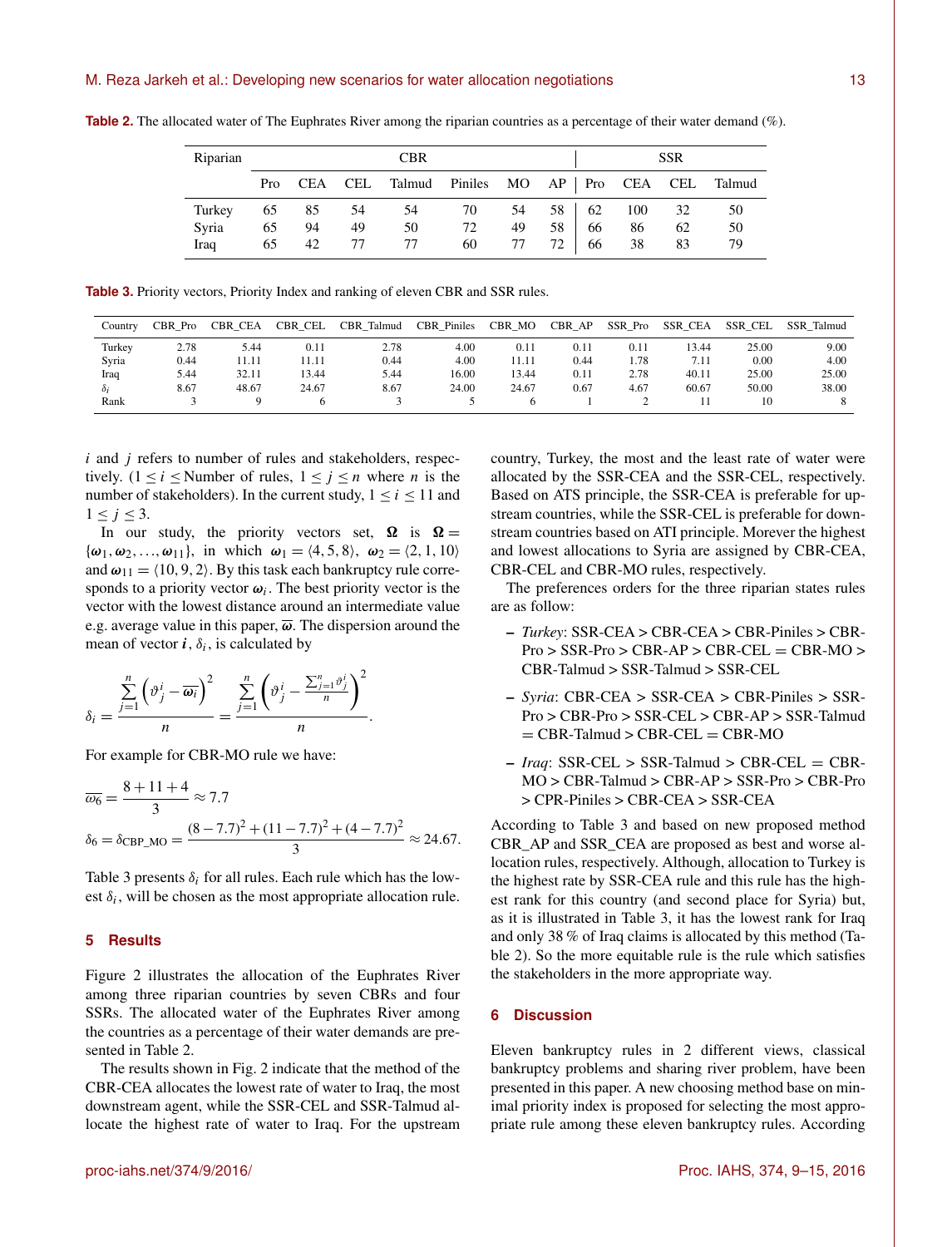**Table 2.** The allocated water of The Euphrates River among the riparian countries as a percentage of their water demand (%).

| Riparian | CBR | | | | | | | SSR | | | |
|---|---|---|---|---|---|---|---|---|---|---|---|
| | Pro | CEA | CEL | Talmud | Piniles | MO | AP | Pro | CEA | CEL | Talmud |
| Turkey | 65 | 85 | 54 | 54 | 70 | 54 | 58 | 62 | 100 | 32 | 50 |
| Syria | 65 | 94 | 49 | 50 | 72 | 49 | 58 | 66 | 86 | 62 | 50 |
| Iraq | 65 | 42 | 77 | 77 | 60 | 77 | 72 | 66 | 38 | 83 | 79 |

**Table 3.** Priority vectors, Priority Index and ranking of eleven CBR and SSR rules.

| Country | CBR_Pro | CBR_CEA | CBR_CEL | CBR_Talmud | CBR_Piniles | CBR_MO | CBR_AP | SSR_Pro | SSR_CEA | SSR_CEL | SSR_Talmud |
|---|---|---|---|---|---|---|---|---|---|---|---|
| Turkey | 2.78 | 5.44 | 0.11 | 2.78 | 4.00 | 0.11 | 0.11 | 0.11 | 13.44 | 25.00 | 9.00 |
| Syria | 0.44 | 11.11 | 11.11 | 0.44 | 4.00 | 11.11 | 0.44 | 1.78 | 7.11 | 0.00 | 4.00 |
| Iraq | 5.44 | 32.11 | 13.44 | 5.44 | 16.00 | 13.44 | 0.11 | 2.78 | 40.11 | 25.00 | 25.00 |
| $\delta_i$ | 8.67 | 48.67 | 24.67 | 8.67 | 24.00 | 24.67 | 0.67 | 4.67 | 60.67 | 50.00 | 38.00 |
| Rank | 3 | 9 | 6 | 3 | 5 | 6 | 1 | 2 | 11 | 10 | 8 |

$i$ and $j$ refers to number of rules and stakeholders, respectively. ($1 \leq i \leq$ Number of rules, $1 \leq j \leq n$ where $n$ is the number of stakeholders). In the current study, $1 \leq i \leq 11$ and $1 \leq j \leq 3$.

In our study, the priority vectors set, $\boldsymbol{\Omega}$ is $\boldsymbol{\Omega} = \{\boldsymbol{\omega}_1, \boldsymbol{\omega}_2, \ldots, \boldsymbol{\omega}_{11}\}$, in which $\boldsymbol{\omega}_1 = \langle 4, 5, 8 \rangle$, $\boldsymbol{\omega}_2 = \langle 2, 1, 10 \rangle$ and $\boldsymbol{\omega}_{11} = \langle 10, 9, 2 \rangle$. By this task each bankruptcy rule corresponds to a priority vector $\boldsymbol{\omega}_i$. The best priority vector is the vector with the lowest distance around an intermediate value e.g. average value in this paper, $\overline{\boldsymbol{\omega}}$. The dispersion around the mean of vector $\boldsymbol{i}$, $\delta_i$, is calculated by

$$\delta_i = \frac{\sum_{j=1}^{n} \left( \vartheta_j^i - \overline{\omega_i} \right)^2}{n} = \frac{\sum_{j=1}^{n} \left( \vartheta_j^i - \frac{\sum_{j=1}^{n} \vartheta_j^i}{n} \right)^2}{n}.$$

For example for CBR-MO rule we have:

$$\overline{\omega_6} = \frac{8 + 11 + 4}{3} \approx 7.7$$

$$\delta_6 = \delta_{\mathrm{CBP\_MO}} = \frac{(8 - 7.7)^2 + (11 - 7.7)^2 + (4 - 7.7)^2}{3} \approx 24.67.$$

Table 3 presents $\delta_i$ for all rules. Each rule which has the lowest $\delta_i$, will be chosen as the most appropriate allocation rule.

## 5 Results

Figure 2 illustrates the allocation of the Euphrates River among three riparian countries by seven CBRs and four SSRs. The allocated water of the Euphrates River among the countries as a percentage of their water demands are presented in Table 2.

The results shown in Fig. 2 indicate that the method of the CBR-CEA allocates the lowest rate of water to Iraq, the most downstream agent, while the SSR-CEL and SSR-Talmud allocate the highest rate of water to Iraq. For the upstream country, Turkey, the most and the least rate of water were allocated by the SSR-CEA and the SSR-CEL, respectively. Based on ATS principle, the SSR-CEA is preferable for upstream countries, while the SSR-CEL is preferable for downstream countries based on ATI principle. Morever the highest and lowest allocations to Syria are assigned by CBR-CEA, CBR-CEL and CBR-MO rules, respectively.

The preferences orders for the three riparian states rules are as follow:

- *Turkey*: SSR-CEA > CBR-CEA > CBR-Piniles > CBR-Pro > SSR-Pro > CBR-AP > CBR-CEL = CBR-MO > CBR-Talmud > SSR-Talmud > SSR-CEL
- *Syria*: CBR-CEA > SSR-CEA > CBR-Piniles > SSR-Pro > CBR-Pro > SSR-CEL > CBR-AP > SSR-Talmud = CBR-Talmud > CBR-CEL = CBR-MO
- *Iraq*: SSR-CEL > SSR-Talmud > CBR-CEL = CBR-MO > CBR-Talmud > CBR-AP > SSR-Pro > CBR-Pro > CPR-Piniles > CBR-CEA > SSR-CEA

According to Table 3 and based on new proposed method CBR_AP and SSR_CEA are proposed as best and worse allocation rules, respectively. Although, allocation to Turkey is the highest rate by SSR-CEA rule and this rule has the highest rank for this country (and second place for Syria) but, as it is illustrated in Table 3, it has the lowest rank for Iraq and only 38 % of Iraq claims is allocated by this method (Table 2). So the more equitable rule is the rule which satisfies the stakeholders in the more appropriate way.

## 6 Discussion

Eleven bankruptcy rules in 2 different views, classical bankruptcy problems and sharing river problem, have been presented in this paper. A new choosing method base on minimal priority index is proposed for selecting the most appropriate rule among these eleven bankruptcy rules. According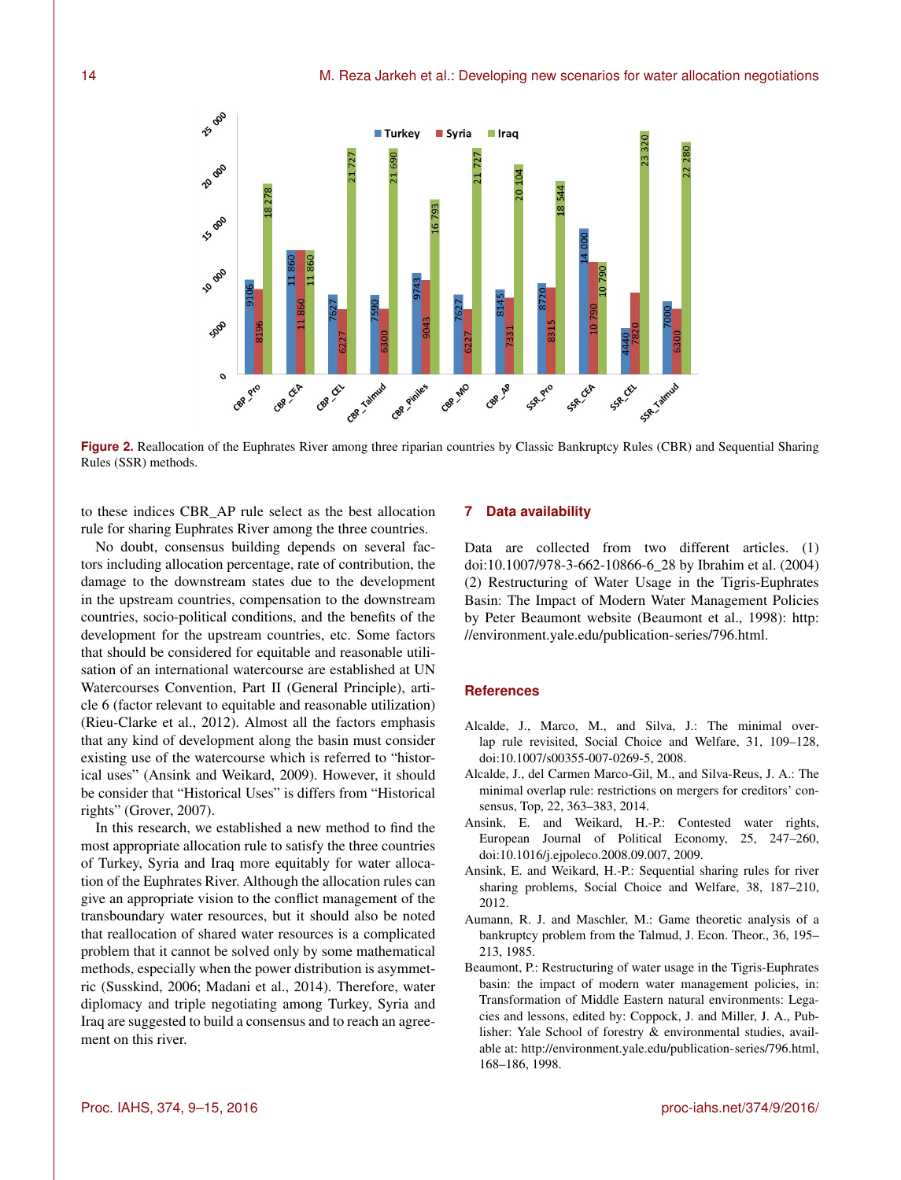Figure 2. Reallocation of the Euphrates River among three riparian countries by Classic Bankruptcy Rules (CBR) and Sequential Sharing Rules (SSR) methods.

to these indices CBR_AP rule select as the best allocation rule for sharing Euphrates River among the three countries.

No doubt, consensus building depends on several factors including allocation percentage, rate of contribution, the damage to the downstream states due to the development in the upstream countries, compensation to the downstream countries, socio-political conditions, and the benefits of the development for the upstream countries, etc. Some factors that should be considered for equitable and reasonable utilisation of an international watercourse are established at UN Watercourses Convention, Part II (General Principle), article 6 (factor relevant to equitable and reasonable utilization) (Rieu-Clarke et al., 2012). Almost all the factors emphasis that any kind of development along the basin must consider existing use of the watercourse which is referred to "historical uses" (Ansink and Weikard, 2009). However, it should be consider that "Historical Uses" is differs from "Historical rights" (Grover, 2007).

In this research, we established a new method to find the most appropriate allocation rule to satisfy the three countries of Turkey, Syria and Iraq more equitably for water allocation of the Euphrates River. Although the allocation rules can give an appropriate vision to the conflict management of the transboundary water resources, but it should also be noted that reallocation of shared water resources is a complicated problem that it cannot be solved only by some mathematical methods, especially when the power distribution is asymmetric (Susskind, 2006; Madani et al., 2014). Therefore, water diplomacy and triple negotiating among Turkey, Syria and Iraq are suggested to build a consensus and to reach an agreement on this river.

## 7 Data availability

Data are collected from two different articles. (1) doi:10.1007/978-3-662-10866-6_28 by Ibrahim et al. (2004) (2) Restructuring of Water Usage in the Tigris-Euphrates Basin: The Impact of Modern Water Management Policies by Peter Beaumont website (Beaumont et al., 1998): http://environment.yale.edu/publication-series/796.html.

## References

Alcalde, J., Marco, M., and Silva, J.: The minimal overlap rule revisited, Social Choice and Welfare, 31, 109–128, doi:10.1007/s00355-007-0269-5, 2008.

Alcalde, J., del Carmen Marco-Gil, M., and Silva-Reus, J. A.: The minimal overlap rule: restrictions on mergers for creditors' consensus, Top, 22, 363–383, 2014.

Ansink, E. and Weikard, H.-P.: Contested water rights, European Journal of Political Economy, 25, 247–260, doi:10.1016/j.ejpoleco.2008.09.007, 2009.

Ansink, E. and Weikard, H.-P.: Sequential sharing rules for river sharing problems, Social Choice and Welfare, 38, 187–210, 2012.

Aumann, R. J. and Maschler, M.: Game theoretic analysis of a bankruptcy problem from the Talmud, J. Econ. Theor., 36, 195–213, 1985.

Beaumont, P.: Restructuring of water usage in the Tigris-Euphrates basin: the impact of modern water management policies, in: Transformation of Middle Eastern natural environments: Legacies and lessons, edited by: Coppock, J. and Miller, J. A., Publisher: Yale School of forestry & environmental studies, available at: http://environment.yale.edu/publication-series/796.html, 168–186, 1998.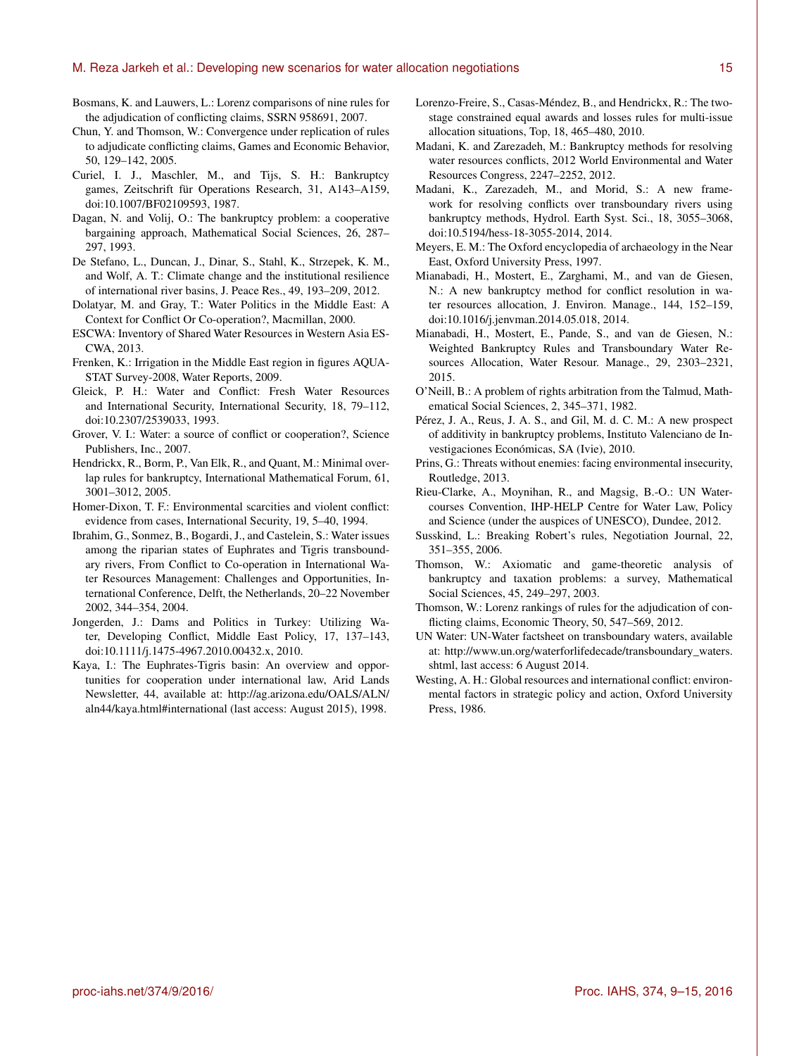Bosmans, K. and Lauwers, L.: Lorenz comparisons of nine rules for the adjudication of conflicting claims, SSRN 958691, 2007.

Chun, Y. and Thomson, W.: Convergence under replication of rules to adjudicate conflicting claims, Games and Economic Behavior, 50, 129–142, 2005.

Curiel, I. J., Maschler, M., and Tijs, S. H.: Bankruptcy games, Zeitschrift für Operations Research, 31, A143–A159, doi:10.1007/BF02109593, 1987.

Dagan, N. and Volij, O.: The bankruptcy problem: a cooperative bargaining approach, Mathematical Social Sciences, 26, 287–297, 1993.

De Stefano, L., Duncan, J., Dinar, S., Stahl, K., Strzepek, K. M., and Wolf, A. T.: Climate change and the institutional resilience of international river basins, J. Peace Res., 49, 193–209, 2012.

Dolatyar, M. and Gray, T.: Water Politics in the Middle East: A Context for Conflict Or Co-operation?, Macmillan, 2000.

ESCWA: Inventory of Shared Water Resources in Western Asia ESCWA, 2013.

Frenken, K.: Irrigation in the Middle East region in figures AQUASTAT Survey-2008, Water Reports, 2009.

Gleick, P. H.: Water and Conflict: Fresh Water Resources and International Security, International Security, 18, 79–112, doi:10.2307/2539033, 1993.

Grover, V. I.: Water: a source of conflict or cooperation?, Science Publishers, Inc., 2007.

Hendrickx, R., Borm, P., Van Elk, R., and Quant, M.: Minimal overlap rules for bankruptcy, International Mathematical Forum, 61, 3001–3012, 2005.

Homer-Dixon, T. F.: Environmental scarcities and violent conflict: evidence from cases, International Security, 19, 5–40, 1994.

Ibrahim, G., Sonmez, B., Bogardi, J., and Castelein, S.: Water issues among the riparian states of Euphrates and Tigris transboundary rivers, From Conflict to Co-operation in International Water Resources Management: Challenges and Opportunities, International Conference, Delft, the Netherlands, 20–22 November 2002, 344–354, 2004.

Jongerden, J.: Dams and Politics in Turkey: Utilizing Water, Developing Conflict, Middle East Policy, 17, 137–143, doi:10.1111/j.1475-4967.2010.00432.x, 2010.

Kaya, I.: The Euphrates-Tigris basin: An overview and opportunities for cooperation under international law, Arid Lands Newsletter, 44, available at: http://ag.arizona.edu/OALS/ALN/aln44/kaya.html#international (last access: August 2015), 1998.

Lorenzo-Freire, S., Casas-Méndez, B., and Hendrickx, R.: The two-stage constrained equal awards and losses rules for multi-issue allocation situations, Top, 18, 465–480, 2010.

Madani, K. and Zarezadeh, M.: Bankruptcy methods for resolving water resources conflicts, 2012 World Environmental and Water Resources Congress, 2247–2252, 2012.

Madani, K., Zarezadeh, M., and Morid, S.: A new framework for resolving conflicts over transboundary rivers using bankruptcy methods, Hydrol. Earth Syst. Sci., 18, 3055–3068, doi:10.5194/hess-18-3055-2014, 2014.

Meyers, E. M.: The Oxford encyclopedia of archaeology in the Near East, Oxford University Press, 1997.

Mianabadi, H., Mostert, E., Zarghami, M., and van de Giesen, N.: A new bankruptcy method for conflict resolution in water resources allocation, J. Environ. Manage., 144, 152–159, doi:10.1016/j.jenvman.2014.05.018, 2014.

Mianabadi, H., Mostert, E., Pande, S., and van de Giesen, N.: Weighted Bankruptcy Rules and Transboundary Water Resources Allocation, Water Resour. Manage., 29, 2303–2321, 2015.

O'Neill, B.: A problem of rights arbitration from the Talmud, Mathematical Social Sciences, 2, 345–371, 1982.

Pérez, J. A., Reus, J. A. S., and Gil, M. d. C. M.: A new prospect of additivity in bankruptcy problems, Instituto Valenciano de Investigaciones Económicas, SA (Ivie), 2010.

Prins, G.: Threats without enemies: facing environmental insecurity, Routledge, 2013.

Rieu-Clarke, A., Moynihan, R., and Magsig, B.-O.: UN Watercourses Convention, IHP-HELP Centre for Water Law, Policy and Science (under the auspices of UNESCO), Dundee, 2012.

Susskind, L.: Breaking Robert's rules, Negotiation Journal, 22, 351–355, 2006.

Thomson, W.: Axiomatic and game-theoretic analysis of bankruptcy and taxation problems: a survey, Mathematical Social Sciences, 45, 249–297, 2003.

Thomson, W.: Lorenz rankings of rules for the adjudication of conflicting claims, Economic Theory, 50, 547–569, 2012.

UN Water: UN-Water factsheet on transboundary waters, available at: http://www.un.org/waterforlifedecade/transboundary_waters.shtml, last access: 6 August 2014.

Westing, A. H.: Global resources and international conflict: environmental factors in strategic policy and action, Oxford University Press, 1986.